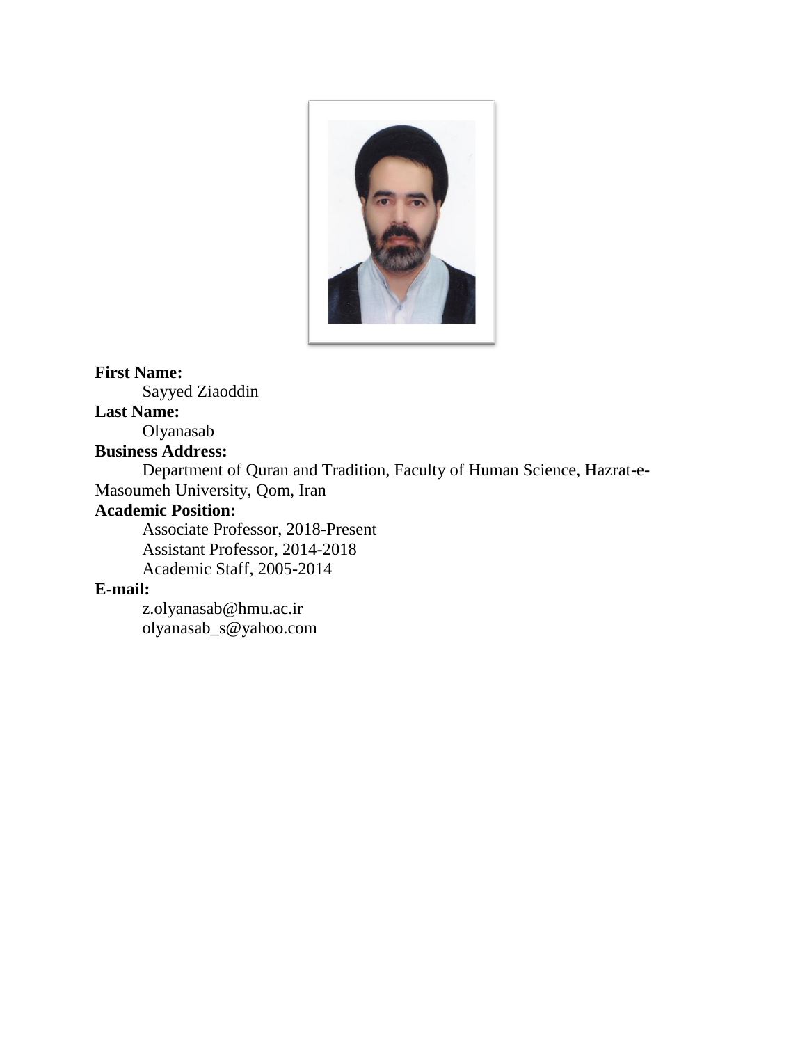**First Name:**

Sayyed Ziaoddin

**Last Name:**

Olyanasab

**Business Address:**

Department of Quran and Tradition, Faculty of Human Science, Hazrat-e-Masoumeh University, Qom, Iran

**Academic Position:**

Associate Professor, 2018-Present

Assistant Professor, 2014-2018

Academic Staff, 2005-2014

**E-mail:**

z.olyanasab@hmu.ac.ir

olyanasab_s@yahoo.com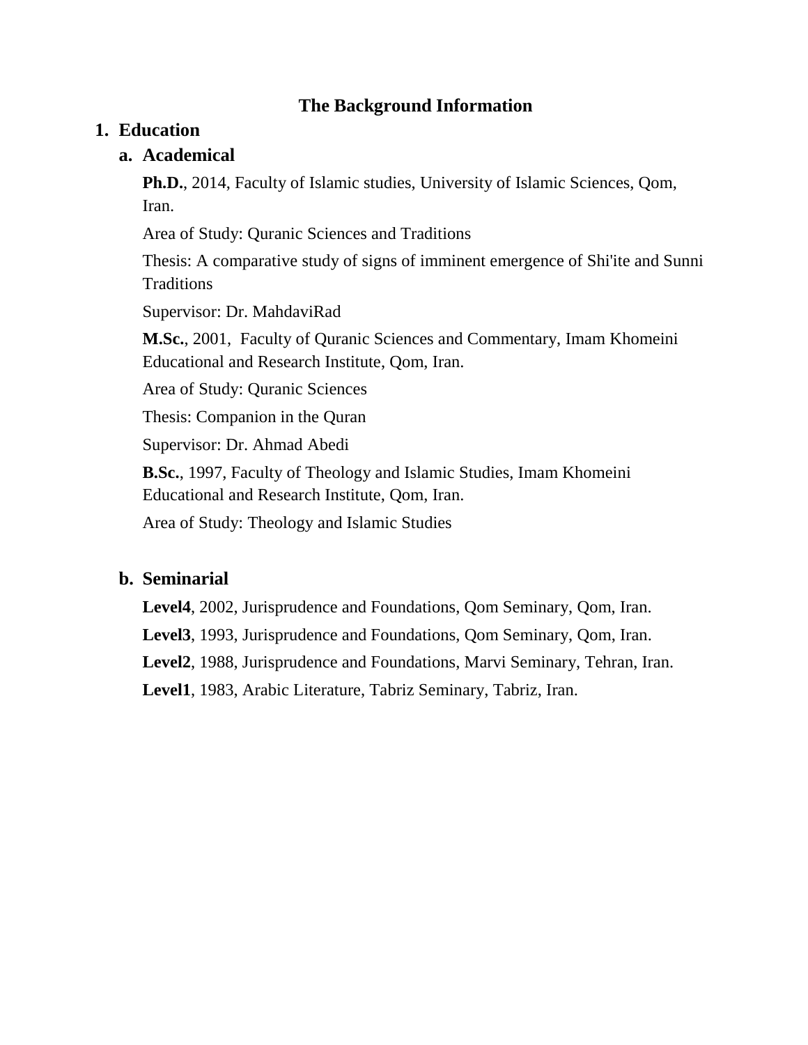# The Background Information

## 1. Education

### a. Academical

**Ph.D.**, 2014, Faculty of Islamic studies, University of Islamic Sciences, Qom, Iran.

Area of Study: Quranic Sciences and Traditions

Thesis: A comparative study of signs of imminent emergence of Shi'ite and Sunni Traditions

Supervisor: Dr. MahdaviRad

**M.Sc.**, 2001, Faculty of Quranic Sciences and Commentary, Imam Khomeini Educational and Research Institute, Qom, Iran.

Area of Study: Quranic Sciences

Thesis: Companion in the Quran

Supervisor: Dr. Ahmad Abedi

**B.Sc.**, 1997, Faculty of Theology and Islamic Studies, Imam Khomeini Educational and Research Institute, Qom, Iran.

Area of Study: Theology and Islamic Studies

### b. Seminarial

**Level4**, 2002, Jurisprudence and Foundations, Qom Seminary, Qom, Iran.

**Level3**, 1993, Jurisprudence and Foundations, Qom Seminary, Qom, Iran.

**Level2**, 1988, Jurisprudence and Foundations, Marvi Seminary, Tehran, Iran.

**Level1**, 1983, Arabic Literature, Tabriz Seminary, Tabriz, Iran.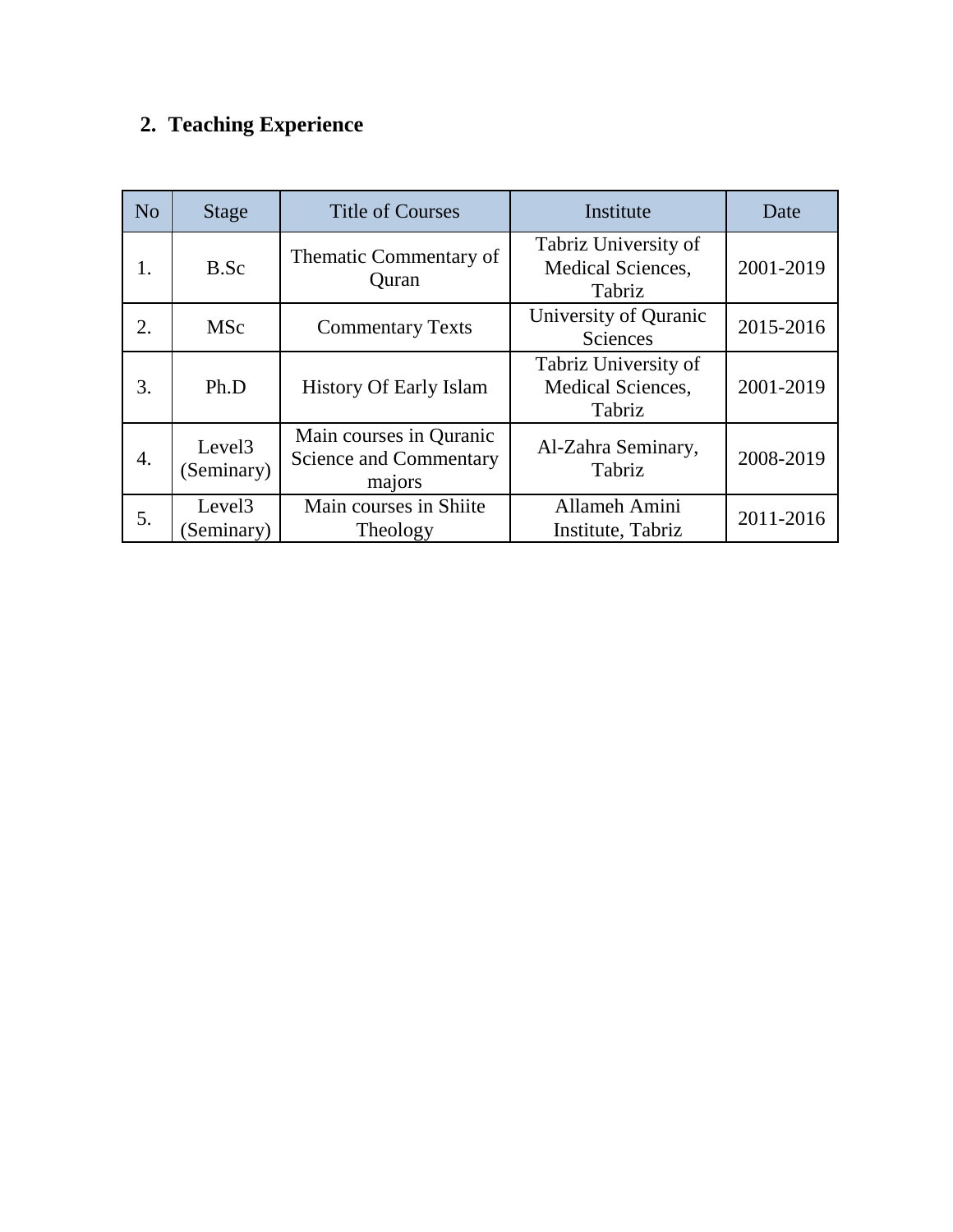## 2. Teaching Experience

| No | Stage | Title of Courses | Institute | Date |
|---|---|---|---|---|
| 1. | B.Sc | Thematic Commentary of Quran | Tabriz University of Medical Sciences, Tabriz | 2001-2019 |
| 2. | MSc | Commentary Texts | University of Quranic Sciences | 2015-2016 |
| 3. | Ph.D | History Of Early Islam | Tabriz University of Medical Sciences, Tabriz | 2001-2019 |
| 4. | Level3 (Seminary) | Main courses in Quranic Science and Commentary majors | Al-Zahra Seminary, Tabriz | 2008-2019 |
| 5. | Level3 (Seminary) | Main courses in Shiite Theology | Allameh Amini Institute, Tabriz | 2011-2016 |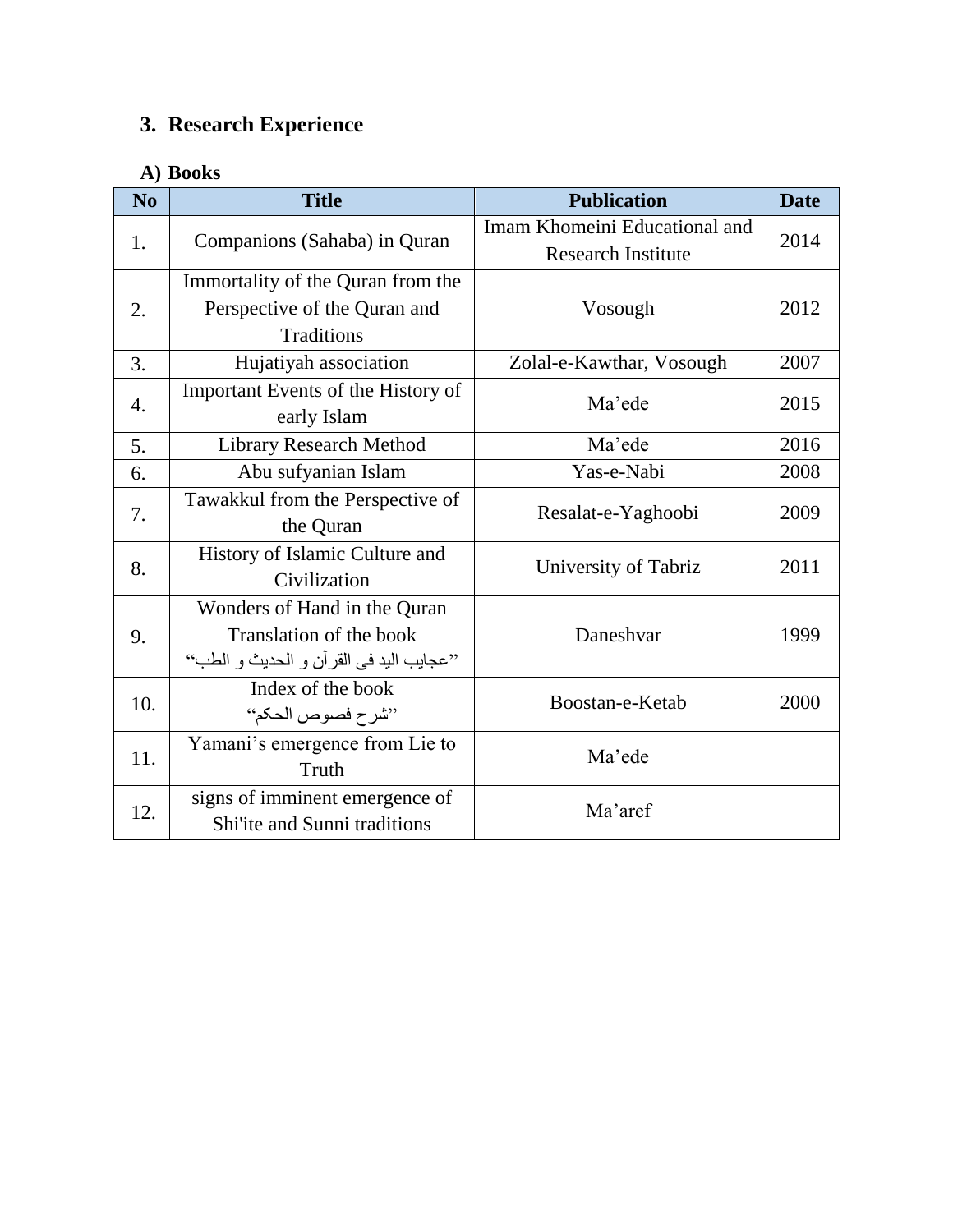## 3. Research Experience

### A) Books

| No | Title | Publication | Date |
|---|---|---|---|
| 1. | Companions (Sahaba) in Quran | Imam Khomeini Educational and Research Institute | 2014 |
| 2. | Immortality of the Quran from the Perspective of the Quran and Traditions | Vosough | 2012 |
| 3. | Hujatiyah association | Zolal-e-Kawthar, Vosough | 2007 |
| 4. | Important Events of the History of early Islam | Ma'ede | 2015 |
| 5. | Library Research Method | Ma'ede | 2016 |
| 6. | Abu sufyanian Islam | Yas-e-Nabi | 2008 |
| 7. | Tawakkul from the Perspective of the Quran | Resalat-e-Yaghoobi | 2009 |
| 8. | History of Islamic Culture and Civilization | University of Tabriz | 2011 |
| 9. | Wonders of Hand in the Quran Translation of the book "عجایب الید فی القرآن و الحدیث و الطب" | Daneshvar | 1999 |
| 10. | Index of the book "شرح فصوص الحکم" | Boostan-e-Ketab | 2000 |
| 11. | Yamani's emergence from Lie to Truth | Ma'ede | |
| 12. | signs of imminent emergence of Shi'ite and Sunni traditions | Ma'aref | |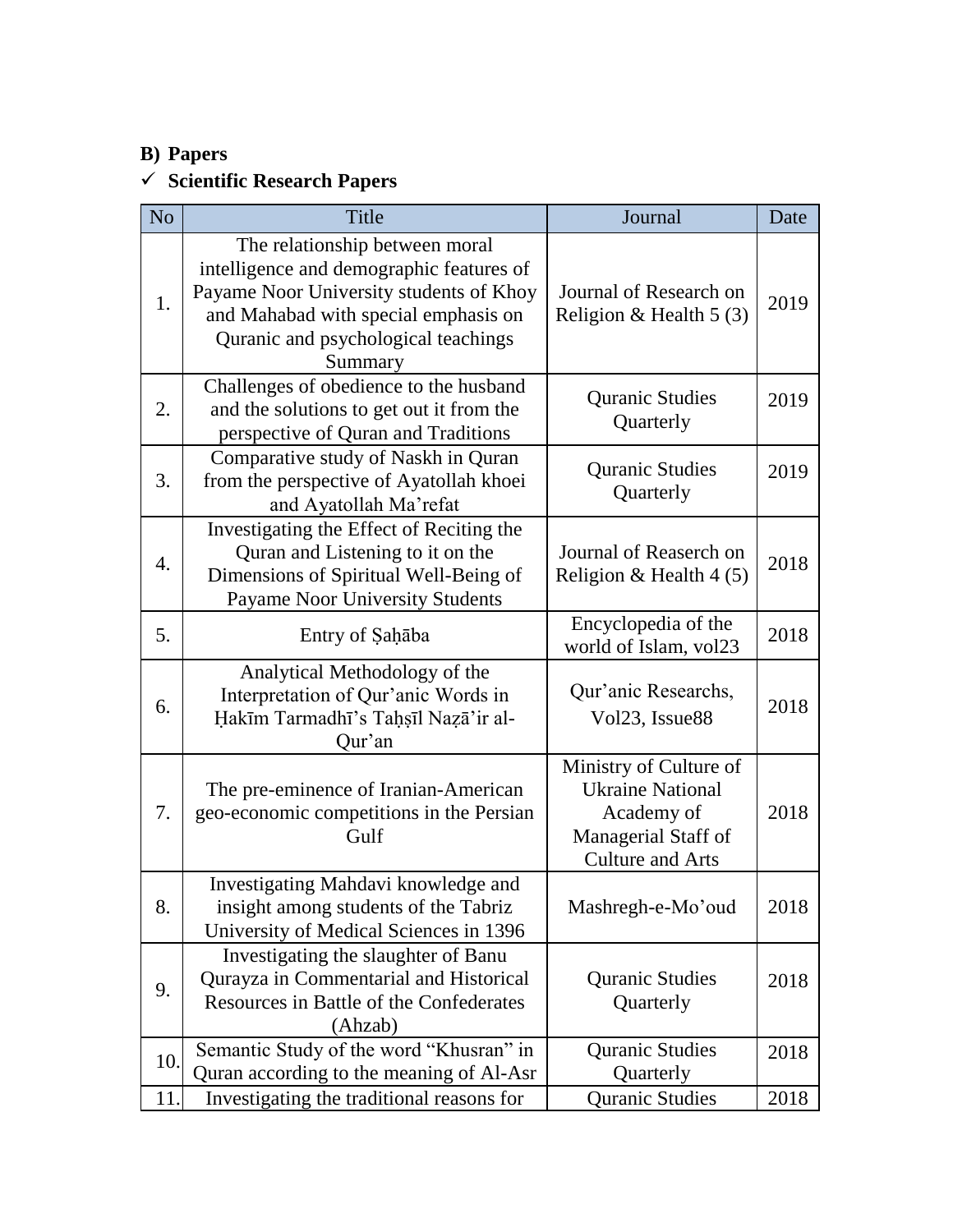**B) Papers**

✓ **Scientific Research Papers**

| No | Title | Journal | Date |
|---|---|---|---|
| 1. | The relationship between moral intelligence and demographic features of Payame Noor University students of Khoy and Mahabad with special emphasis on Quranic and psychological teachings Summary | Journal of Research on Religion & Health 5 (3) | 2019 |
| 2. | Challenges of obedience to the husband and the solutions to get out it from the perspective of Quran and Traditions | Quranic Studies Quarterly | 2019 |
| 3. | Comparative study of Naskh in Quran from the perspective of Ayatollah khoei and Ayatollah Ma'refat | Quranic Studies Quarterly | 2019 |
| 4. | Investigating the Effect of Reciting the Quran and Listening to it on the Dimensions of Spiritual Well-Being of Payame Noor University Students | Journal of Reaserch on Religion & Health 4 (5) | 2018 |
| 5. | Entry of Ṣaḥāba | Encyclopedia of the world of Islam, vol23 | 2018 |
| 6. | Analytical Methodology of the Interpretation of Qur'anic Words in Ḥakīm Tarmadhī's Taḥṣīl Naẓā'ir al-Qur'an | Qur'anic Researchs, Vol23, Issue88 | 2018 |
| 7. | The pre-eminence of Iranian-American geo-economic competitions in the Persian Gulf | Ministry of Culture of Ukraine National Academy of Managerial Staff of Culture and Arts | 2018 |
| 8. | Investigating Mahdavi knowledge and insight among students of the Tabriz University of Medical Sciences in 1396 | Mashregh-e-Mo'oud | 2018 |
| 9. | Investigating the slaughter of Banu Qurayza in Commentarial and Historical Resources in Battle of the Confederates (Ahzab) | Quranic Studies Quarterly | 2018 |
| 10. | Semantic Study of the word "Khusran" in Quran according to the meaning of Al-Asr | Quranic Studies Quarterly | 2018 |
| 11. | Investigating the traditional reasons for | Quranic Studies | 2018 |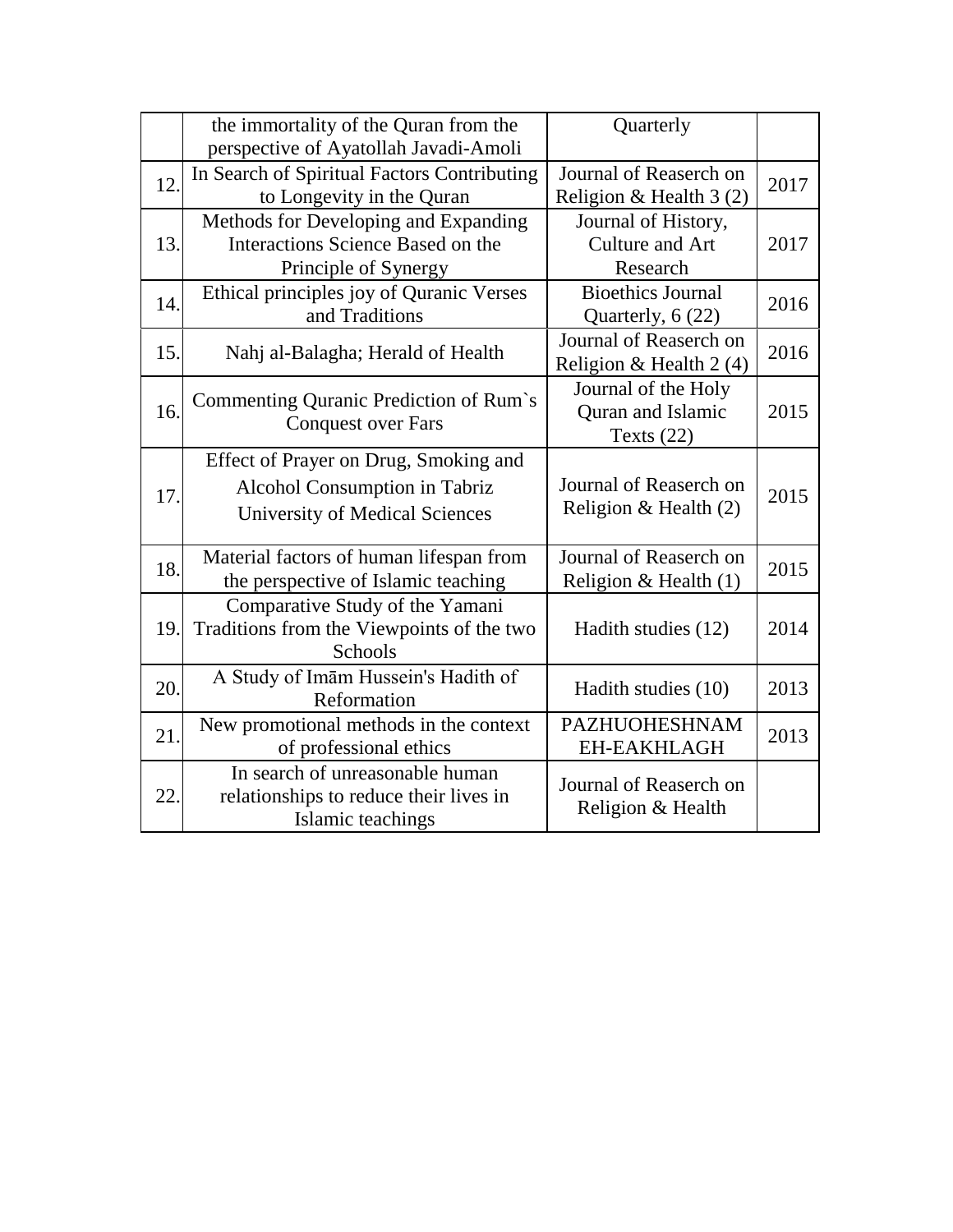|  | the immortality of the Quran from the perspective of Ayatollah Javadi-Amoli | Quarterly |  |
|---|---|---|---|
| 12. | In Search of Spiritual Factors Contributing to Longevity in the Quran | Journal of Reaserch on Religion & Health 3 (2) | 2017 |
| 13. | Methods for Developing and Expanding Interactions Science Based on the Principle of Synergy | Journal of History, Culture and Art Research | 2017 |
| 14. | Ethical principles joy of Quranic Verses and Traditions | Bioethics Journal Quarterly, 6 (22) | 2016 |
| 15. | Nahj al-Balagha; Herald of Health | Journal of Reaserch on Religion & Health 2 (4) | 2016 |
| 16. | Commenting Quranic Prediction of Rum`s Conquest over Fars | Journal of the Holy Quran and Islamic Texts (22) | 2015 |
| 17. | Effect of Prayer on Drug, Smoking and Alcohol Consumption in Tabriz University of Medical Sciences | Journal of Reaserch on Religion & Health (2) | 2015 |
| 18. | Material factors of human lifespan from the perspective of Islamic teaching | Journal of Reaserch on Religion & Health (1) | 2015 |
| 19. | Comparative Study of the Yamani Traditions from the Viewpoints of the two Schools | Hadith studies (12) | 2014 |
| 20. | A Study of Imām Hussein's Hadith of Reformation | Hadith studies (10) | 2013 |
| 21. | New promotional methods in the context of professional ethics | PAZHUOHESHNAMEH-EAKHLAGH | 2013 |
| 22. | In search of unreasonable human relationships to reduce their lives in Islamic teachings | Journal of Reaserch on Religion & Health |  |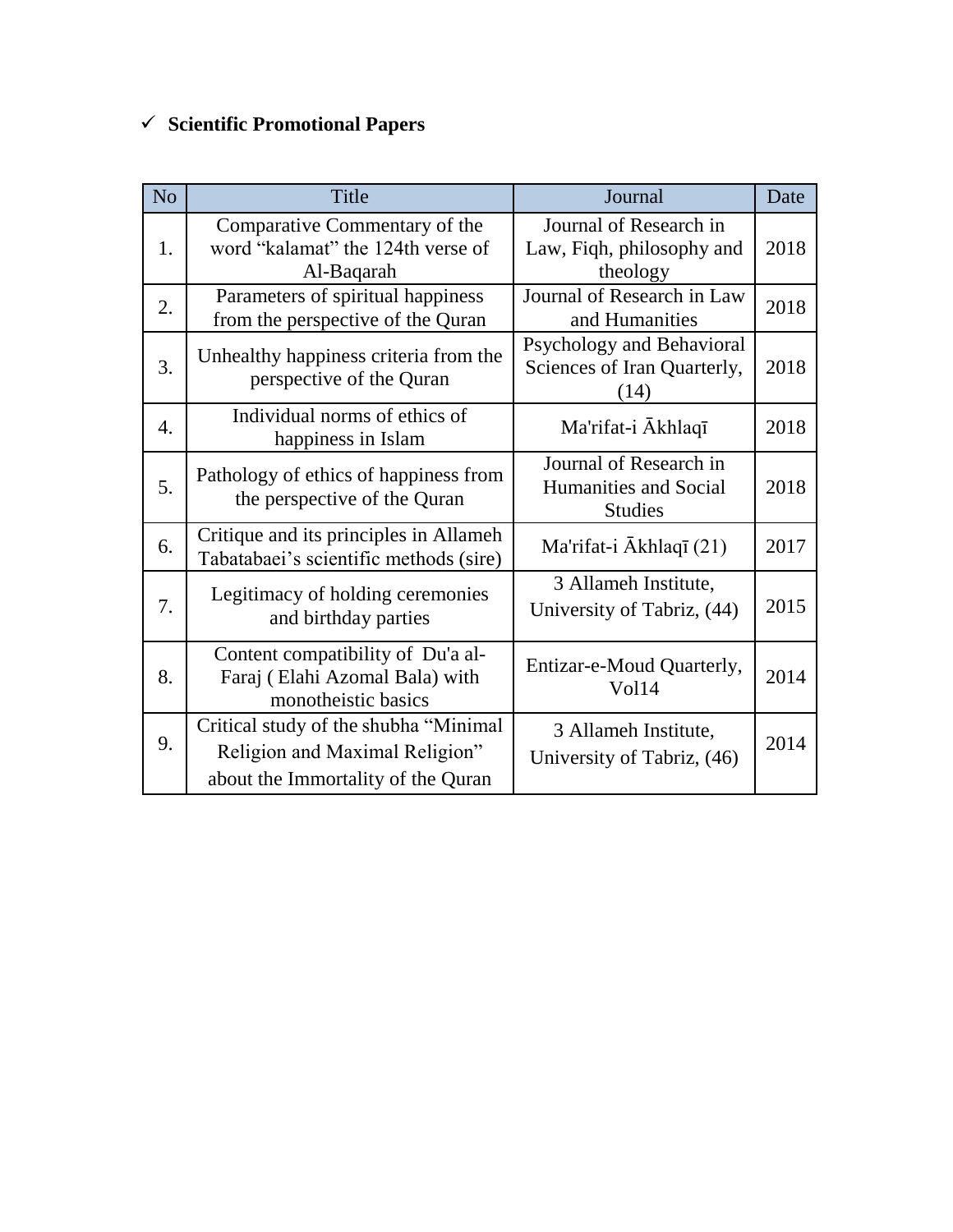- ✓ **Scientific Promotional Papers**

| No | Title | Journal | Date |
|---|---|---|---|
| 1. | Comparative Commentary of the word “kalamat” the 124th verse of Al-Baqarah | Journal of Research in Law, Fiqh, philosophy and theology | 2018 |
| 2. | Parameters of spiritual happiness from the perspective of the Quran | Journal of Research in Law and Humanities | 2018 |
| 3. | Unhealthy happiness criteria from the perspective of the Quran | Psychology and Behavioral Sciences of Iran Quarterly, (14) | 2018 |
| 4. | Individual norms of ethics of happiness in Islam | Ma'rifat-i Ākhlaqī | 2018 |
| 5. | Pathology of ethics of happiness from the perspective of the Quran | Journal of Research in Humanities and Social Studies | 2018 |
| 6. | Critique and its principles in Allameh Tabatabaei’s scientific methods (sire) | Ma'rifat-i Ākhlaqī (21) | 2017 |
| 7. | Legitimacy of holding ceremonies and birthday parties | 3 Allameh Institute, University of Tabriz, (44) | 2015 |
| 8. | Content compatibility of Du'a al-Faraj ( Elahi Azomal Bala) with monotheistic basics | Entizar-e-Moud Quarterly, Vol14 | 2014 |
| 9. | Critical study of the shubha “Minimal Religion and Maximal Religion” about the Immortality of the Quran | 3 Allameh Institute, University of Tabriz, (46) | 2014 |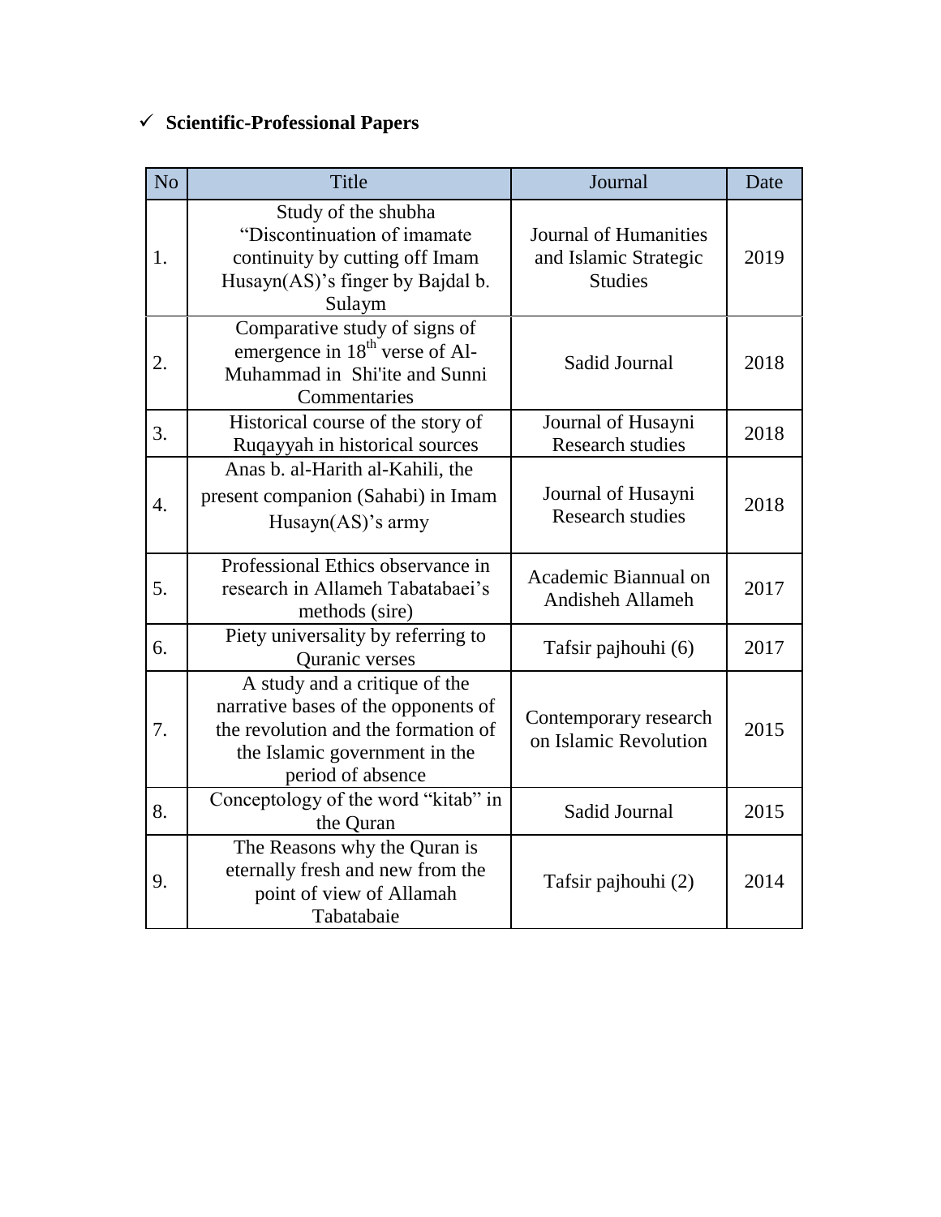- ✓ **Scientific-Professional Papers**

| No | Title | Journal | Date |
|---|---|---|---|
| 1. | Study of the shubha "Discontinuation of imamate continuity by cutting off Imam Husayn(AS)'s finger by Bajdal b. Sulaym | Journal of Humanities and Islamic Strategic Studies | 2019 |
| 2. | Comparative study of signs of emergence in 18th verse of Al-Muhammad in Shi'ite and Sunni Commentaries | Sadid Journal | 2018 |
| 3. | Historical course of the story of Ruqayyah in historical sources | Journal of Husayni Research studies | 2018 |
| 4. | Anas b. al-Harith al-Kahili, the present companion (Sahabi) in Imam Husayn(AS)'s army | Journal of Husayni Research studies | 2018 |
| 5. | Professional Ethics observance in research in Allameh Tabatabaei's methods (sire) | Academic Biannual on Andisheh Allameh | 2017 |
| 6. | Piety universality by referring to Quranic verses | Tafsir pajhouhi (6) | 2017 |
| 7. | A study and a critique of the narrative bases of the opponents of the revolution and the formation of the Islamic government in the period of absence | Contemporary research on Islamic Revolution | 2015 |
| 8. | Conceptology of the word "kitab" in the Quran | Sadid Journal | 2015 |
| 9. | The Reasons why the Quran is eternally fresh and new from the point of view of Allamah Tabatabaie | Tafsir pajhouhi (2) | 2014 |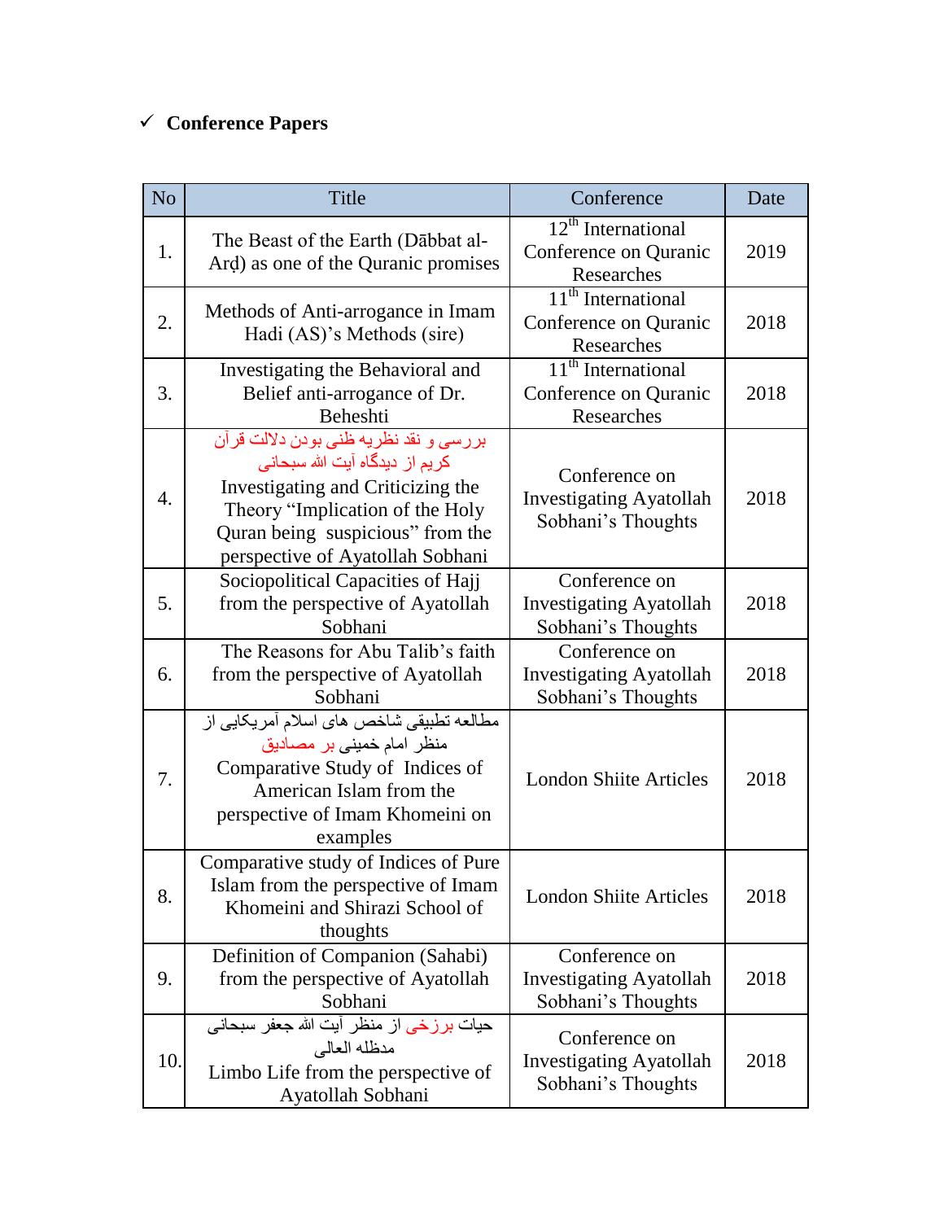## ✓ Conference Papers

| No | Title | Conference | Date |
|---|---|---|---|
| 1. | The Beast of the Earth (Dābbat al-Arḍ) as one of the Quranic promises | 12th International Conference on Quranic Researches | 2019 |
| 2. | Methods of Anti-arrogance in Imam Hadi (AS)'s Methods (sire) | 11th International Conference on Quranic Researches | 2018 |
| 3. | Investigating the Behavioral and Belief anti-arrogance of Dr. Beheshti | 11th International Conference on Quranic Researches | 2018 |
| 4. | بررسی و نقد نظریه ظنی بودن دلالت قرآن کریم از دیدگاه آیت الله سبحانی Investigating and Criticizing the Theory "Implication of the Holy Quran being suspicious" from the perspective of Ayatollah Sobhani | Conference on Investigating Ayatollah Sobhani's Thoughts | 2018 |
| 5. | Sociopolitical Capacities of Hajj from the perspective of Ayatollah Sobhani | Conference on Investigating Ayatollah Sobhani's Thoughts | 2018 |
| 6. | The Reasons for Abu Talib's faith from the perspective of Ayatollah Sobhani | Conference on Investigating Ayatollah Sobhani's Thoughts | 2018 |
| 7. | مطالعه تطبیقی شاخص های اسلام آمریکایی از منظر امام خمینی بر مصادیق Comparative Study of Indices of American Islam from the perspective of Imam Khomeini on examples | London Shiite Articles | 2018 |
| 8. | Comparative study of Indices of Pure Islam from the perspective of Imam Khomeini and Shirazi School of thoughts | London Shiite Articles | 2018 |
| 9. | Definition of Companion (Sahabi) from the perspective of Ayatollah Sobhani | Conference on Investigating Ayatollah Sobhani's Thoughts | 2018 |
| 10. | حیات برزخی از منظر آیت الله جعفر سبحانی مدظله العالی Limbo Life from the perspective of Ayatollah Sobhani | Conference on Investigating Ayatollah Sobhani's Thoughts | 2018 |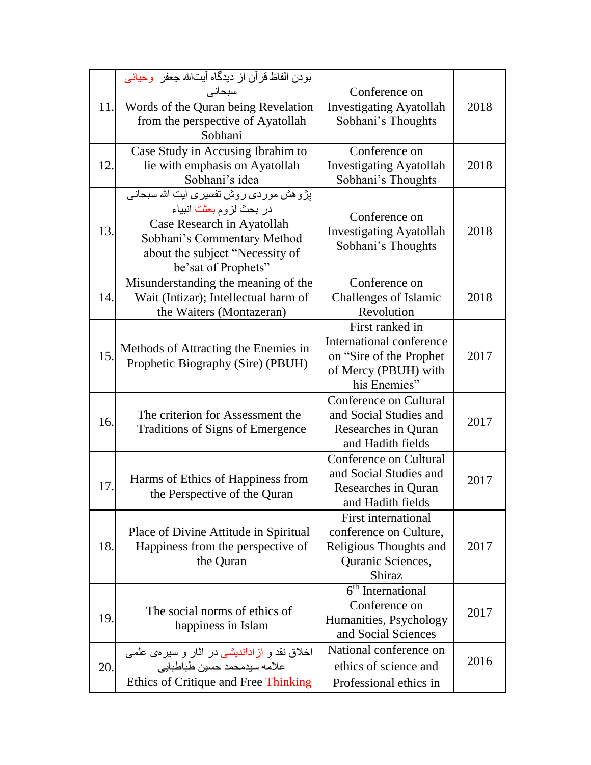| | | | |
|---|---|---|---|
| 11. | بودن الفاظ قرآن از دیدگاه آیت‌الله جعفر وحیانی سبحانی<br>Words of the Quran being Revelation from the perspective of Ayatollah Sobhani | Conference on Investigating Ayatollah Sobhani's Thoughts | 2018 |
| 12. | Case Study in Accusing Ibrahim to lie with emphasis on Ayatollah Sobhani's idea | Conference on Investigating Ayatollah Sobhani's Thoughts | 2018 |
| 13. | پژوهش موردی روش تفسیری آیت الله سبحانی در بحث لزوم بعثت انبیاء<br>Case Research in Ayatollah Sobhani's Commentary Method about the subject "Necessity of be'sat of Prophets" | Conference on Investigating Ayatollah Sobhani's Thoughts | 2018 |
| 14. | Misunderstanding the meaning of the Wait (Intizar); Intellectual harm of the Waiters (Montazeran) | Conference on Challenges of Islamic Revolution | 2018 |
| 15. | Methods of Attracting the Enemies in Prophetic Biography (Sire) (PBUH) | First ranked in International conference on "Sire of the Prophet of Mercy (PBUH) with his Enemies" | 2017 |
| 16. | The criterion for Assessment the Traditions of Signs of Emergence | Conference on Cultural and Social Studies and Researches in Quran and Hadith fields | 2017 |
| 17. | Harms of Ethics of Happiness from the Perspective of the Quran | Conference on Cultural and Social Studies and Researches in Quran and Hadith fields | 2017 |
| 18. | Place of Divine Attitude in Spiritual Happiness from the perspective of the Quran | First international conference on Culture, Religious Thoughts and Quranic Sciences, Shiraz | 2017 |
| 19. | The social norms of ethics of happiness in Islam | 6th International Conference on Humanities, Psychology and Social Sciences | 2017 |
| 20. | اخلاق نقد و آزاداندیشی در آثار و سیره‌ی علمی علامه سیدمحمد حسین طباطبایی<br>Ethics of Critique and Free Thinking | National conference on ethics of science and Professional ethics in | 2016 |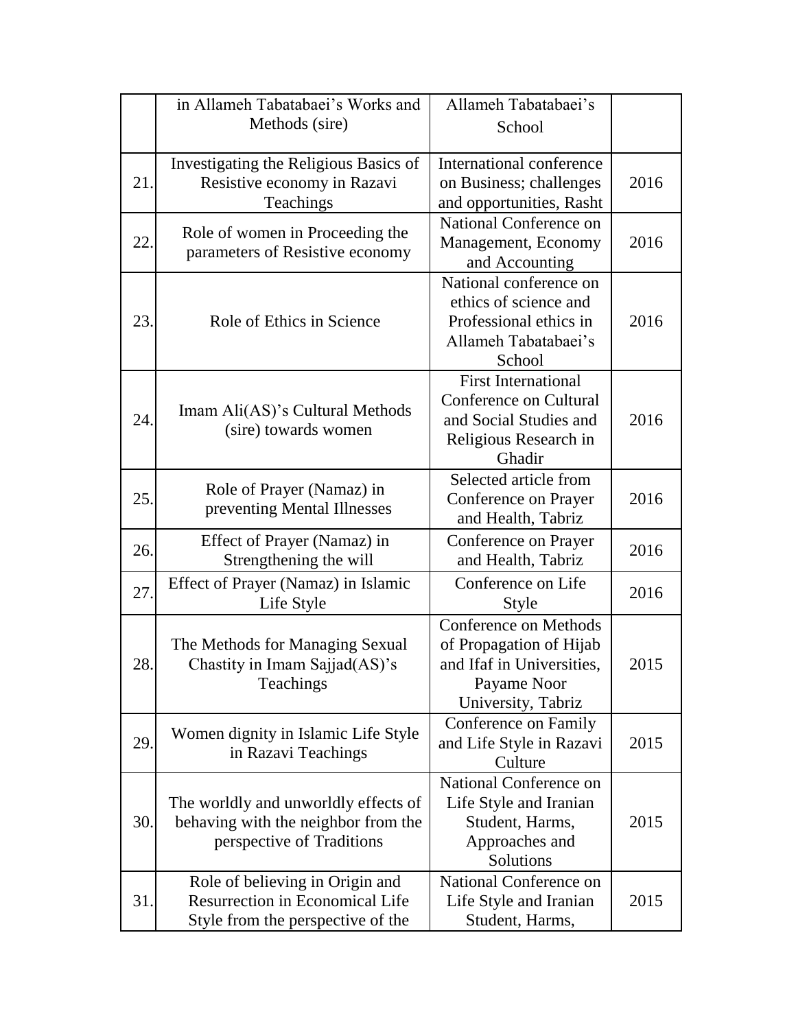| | | | |
|---|---|---|---|
| | in Allameh Tabatabaei's Works and Methods (sire) | Allameh Tabatabaei's School | |
| 21. | Investigating the Religious Basics of Resistive economy in Razavi Teachings | International conference on Business; challenges and opportunities, Rasht | 2016 |
| 22. | Role of women in Proceeding the parameters of Resistive economy | National Conference on Management, Economy and Accounting | 2016 |
| 23. | Role of Ethics in Science | National conference on ethics of science and Professional ethics in Allameh Tabatabaei's School | 2016 |
| 24. | Imam Ali(AS)'s Cultural Methods (sire) towards women | First International Conference on Cultural and Social Studies and Religious Research in Ghadir | 2016 |
| 25. | Role of Prayer (Namaz) in preventing Mental Illnesses | Selected article from Conference on Prayer and Health, Tabriz | 2016 |
| 26. | Effect of Prayer (Namaz) in Strengthening the will | Conference on Prayer and Health, Tabriz | 2016 |
| 27. | Effect of Prayer (Namaz) in Islamic Life Style | Conference on Life Style | 2016 |
| 28. | The Methods for Managing Sexual Chastity in Imam Sajjad(AS)'s Teachings | Conference on Methods of Propagation of Hijab and Ifaf in Universities, Payame Noor University, Tabriz | 2015 |
| 29. | Women dignity in Islamic Life Style in Razavi Teachings | Conference on Family and Life Style in Razavi Culture | 2015 |
| 30. | The worldly and unworldly effects of behaving with the neighbor from the perspective of Traditions | National Conference on Life Style and Iranian Student, Harms, Approaches and Solutions | 2015 |
| 31. | Role of believing in Origin and Resurrection in Economical Life Style from the perspective of the | National Conference on Life Style and Iranian Student, Harms, | 2015 |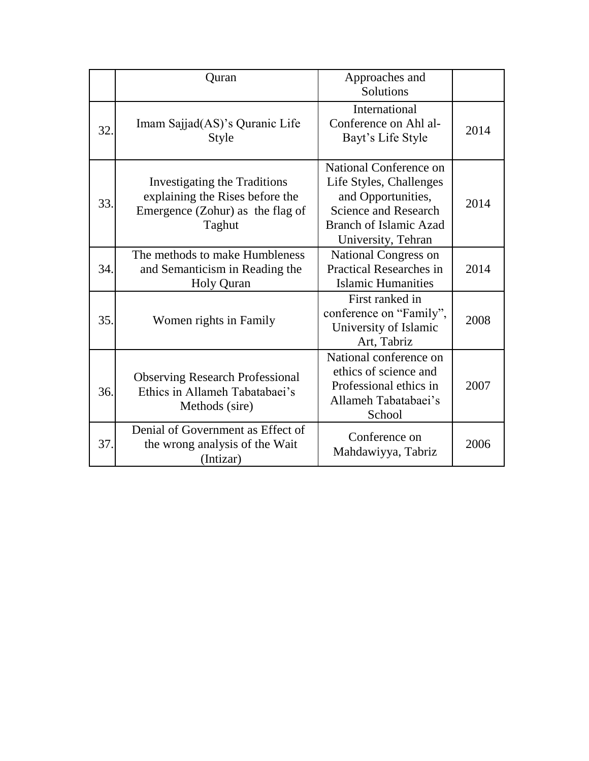| | | | |
|---|---|---|---|
| | Quran | Approaches and Solutions | |
| 32. | Imam Sajjad(AS)'s Quranic Life Style | International Conference on Ahl al-Bayt's Life Style | 2014 |
| 33. | Investigating the Traditions explaining the Rises before the Emergence (Zohur) as the flag of Taghut | National Conference on Life Styles, Challenges and Opportunities, Science and Research Branch of Islamic Azad University, Tehran | 2014 |
| 34. | The methods to make Humbleness and Semanticism in Reading the Holy Quran | National Congress on Practical Researches in Islamic Humanities | 2014 |
| 35. | Women rights in Family | First ranked in conference on "Family", University of Islamic Art, Tabriz | 2008 |
| 36. | Observing Research Professional Ethics in Allameh Tabatabaei's Methods (sire) | National conference on ethics of science and Professional ethics in Allameh Tabatabaei's School | 2007 |
| 37. | Denial of Government as Effect of the wrong analysis of the Wait (Intizar) | Conference on Mahdawiyya, Tabriz | 2006 |